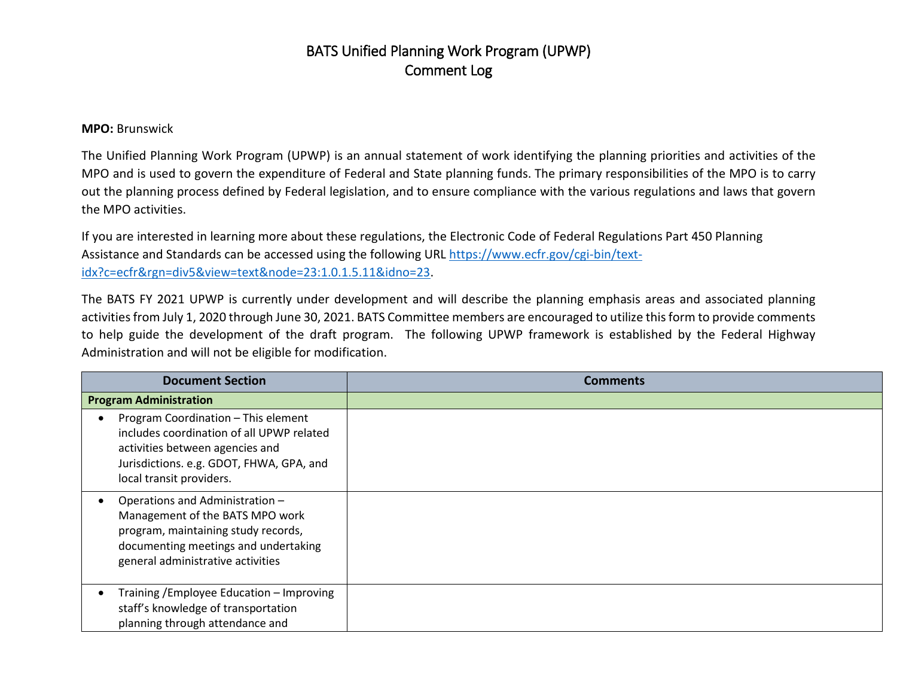# BATS Unified Planning Work Program (UPWP)
# Comment Log

**MPO:** Brunswick

The Unified Planning Work Program (UPWP) is an annual statement of work identifying the planning priorities and activities of the MPO and is used to govern the expenditure of Federal and State planning funds. The primary responsibilities of the MPO is to carry out the planning process defined by Federal legislation, and to ensure compliance with the various regulations and laws that govern the MPO activities.

If you are interested in learning more about these regulations, the Electronic Code of Federal Regulations Part 450 Planning Assistance and Standards can be accessed using the following URL [https://www.ecfr.gov/cgi-bin/text-idx?c=ecfr&rgn=div5&view=text&node=23:1.0.1.5.11&idno=23](https://www.ecfr.gov/cgi-bin/text-idx?c=ecfr&rgn=div5&view=text&node=23:1.0.1.5.11&idno=23).

The BATS FY 2021 UPWP is currently under development and will describe the planning emphasis areas and associated planning activities from July 1, 2020 through June 30, 2021. BATS Committee members are encouraged to utilize this form to provide comments to help guide the development of the draft program. The following UPWP framework is established by the Federal Highway Administration and will not be eligible for modification.

| Document Section | Comments |
|---|---|
| **Program Administration** | |
| • Program Coordination – This element includes coordination of all UPWP related activities between agencies and Jurisdictions. e.g. GDOT, FHWA, GPA, and local transit providers. | |
| • Operations and Administration – Management of the BATS MPO work program, maintaining study records, documenting meetings and undertaking general administrative activities | |
| • Training /Employee Education – Improving staff's knowledge of transportation planning through attendance and | |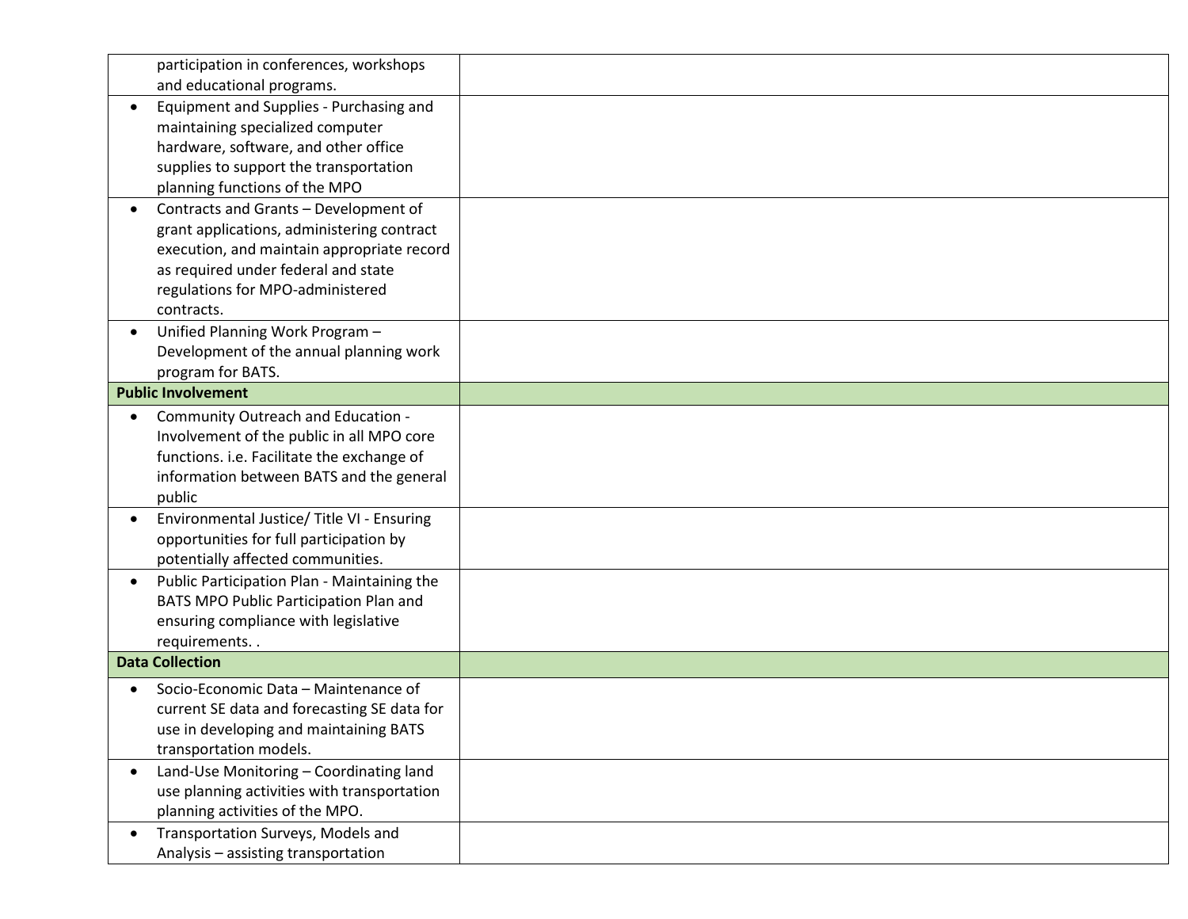| | |
|---|---|
| participation in conferences, workshops and educational programs. | |
| • Equipment and Supplies - Purchasing and maintaining specialized computer hardware, software, and other office supplies to support the transportation planning functions of the MPO | |
| • Contracts and Grants – Development of grant applications, administering contract execution, and maintain appropriate record as required under federal and state regulations for MPO-administered contracts. | |
| • Unified Planning Work Program – Development of the annual planning work program for BATS. | |
| **Public Involvement** | |
| • Community Outreach and Education - Involvement of the public in all MPO core functions. i.e. Facilitate the exchange of information between BATS and the general public | |
| • Environmental Justice/ Title VI - Ensuring opportunities for full participation by potentially affected communities. | |
| • Public Participation Plan - Maintaining the BATS MPO Public Participation Plan and ensuring compliance with legislative requirements. . | |
| **Data Collection** | |
| • Socio-Economic Data – Maintenance of current SE data and forecasting SE data for use in developing and maintaining BATS transportation models. | |
| • Land-Use Monitoring – Coordinating land use planning activities with transportation planning activities of the MPO. | |
| • Transportation Surveys, Models and Analysis – assisting transportation | |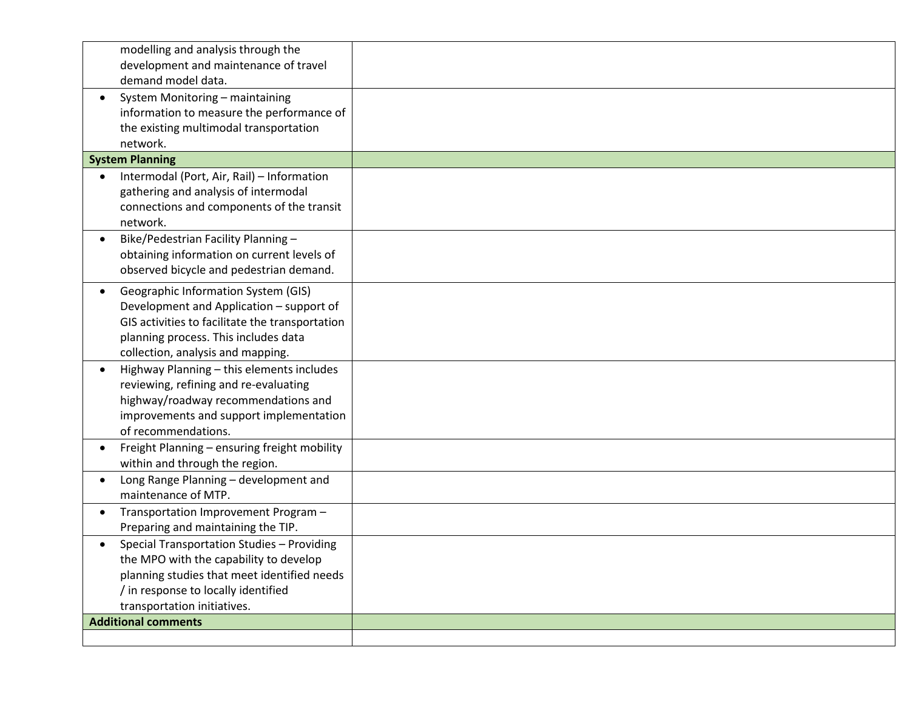| | |
|---|---|
| modelling and analysis through the development and maintenance of travel demand model data. | |
| • System Monitoring – maintaining information to measure the performance of the existing multimodal transportation network. | |
| **System Planning** | |
| • Intermodal (Port, Air, Rail) – Information gathering and analysis of intermodal connections and components of the transit network. | |
| • Bike/Pedestrian Facility Planning – obtaining information on current levels of observed bicycle and pedestrian demand. | |
| • Geographic Information System (GIS) Development and Application – support of GIS activities to facilitate the transportation planning process. This includes data collection, analysis and mapping. | |
| • Highway Planning – this elements includes reviewing, refining and re-evaluating highway/roadway recommendations and improvements and support implementation of recommendations. | |
| • Freight Planning – ensuring freight mobility within and through the region. | |
| • Long Range Planning – development and maintenance of MTP. | |
| • Transportation Improvement Program – Preparing and maintaining the TIP. | |
| • Special Transportation Studies – Providing the MPO with the capability to develop planning studies that meet identified needs / in response to locally identified transportation initiatives. | |
| **Additional comments** | |
| | |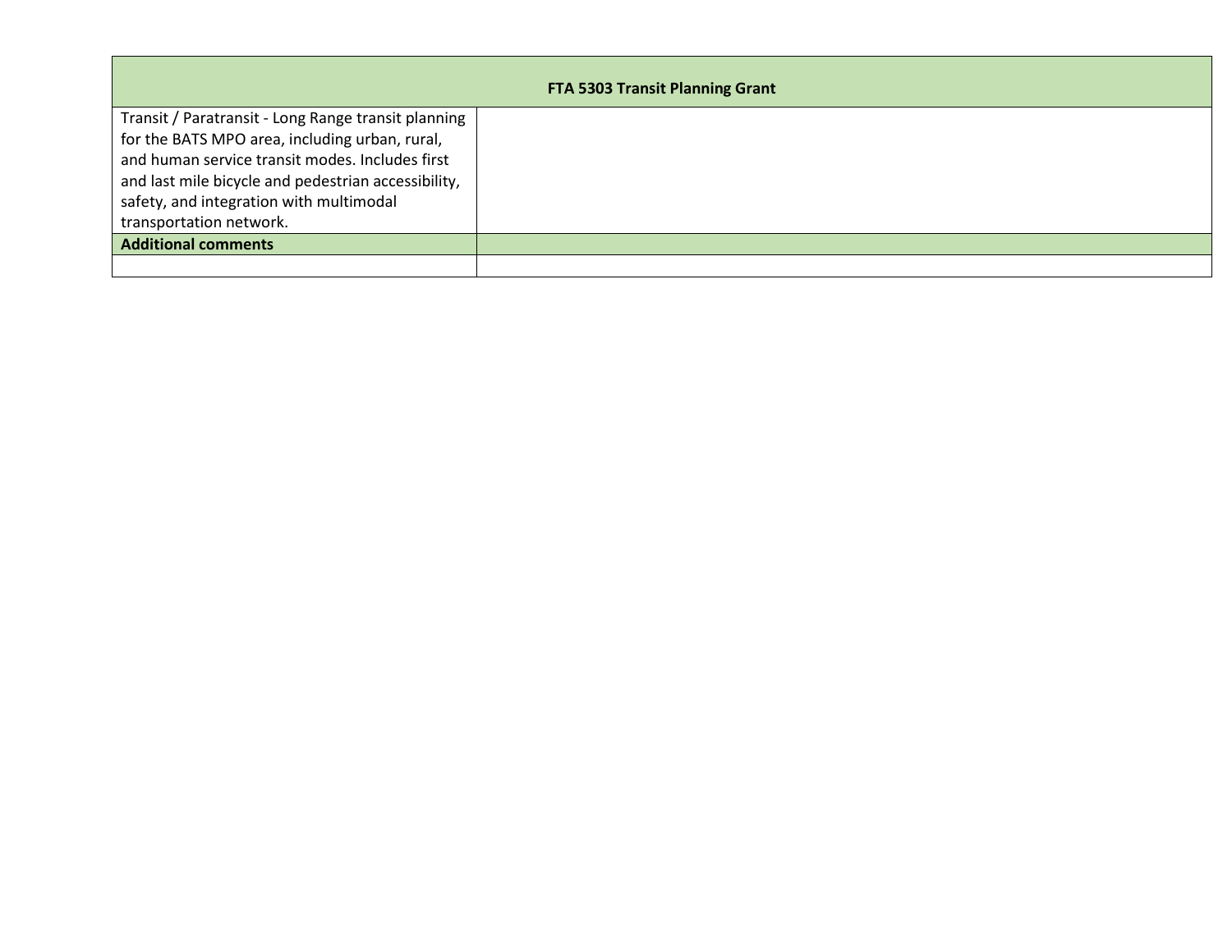| FTA 5303 Transit Planning Grant | |
|---|---|
| Transit / Paratransit - Long Range transit planning for the BATS MPO area, including urban, rural, and human service transit modes. Includes first and last mile bicycle and pedestrian accessibility, safety, and integration with multimodal transportation network. | |
| **Additional comments** | |
| | |